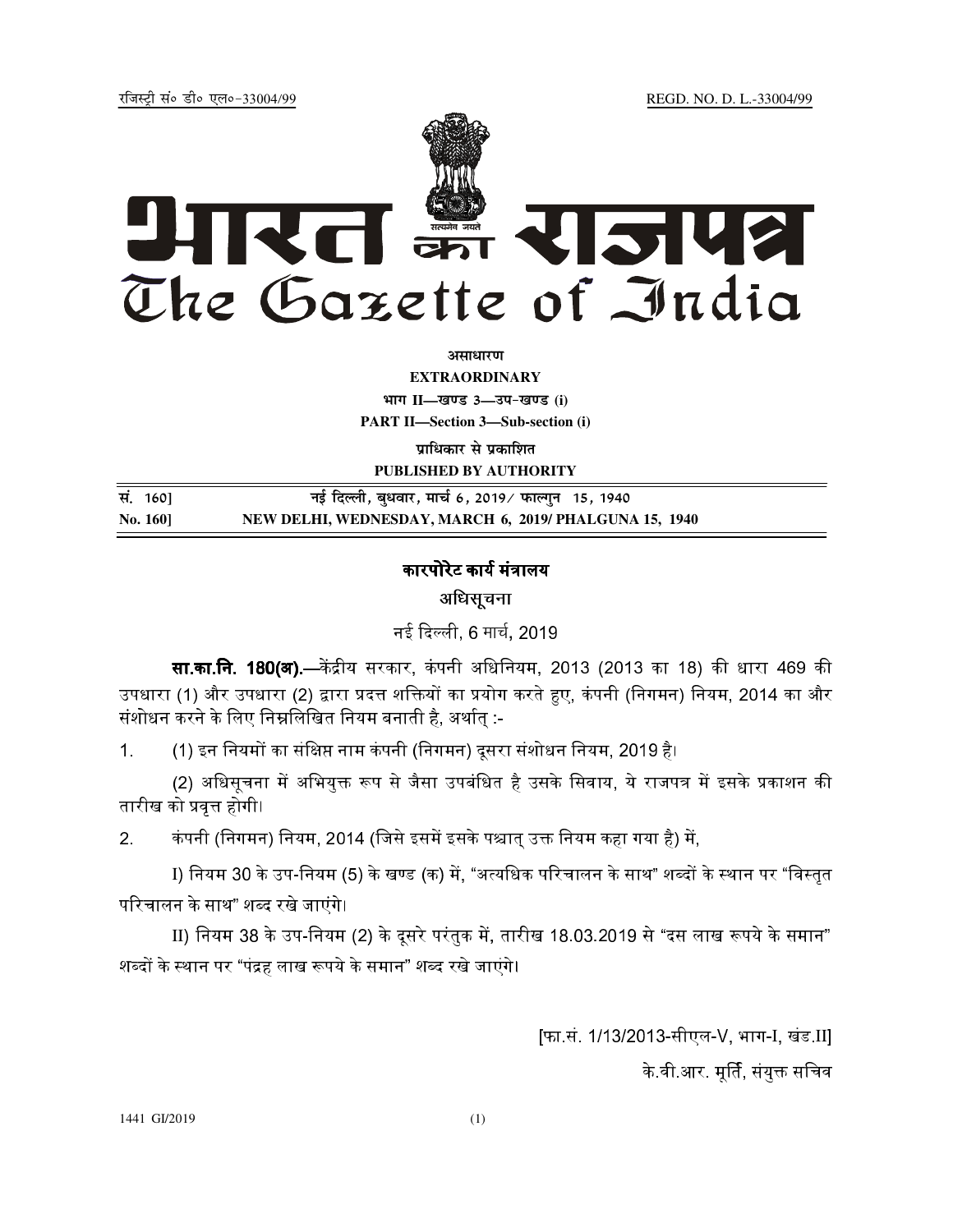रजिस्ट्री सं० डी० एल०-33004/99 REGD. NO. D. L.-33004/99

# भारत का राजपत्र
# The Gazette of India

**असाधारण**

**EXTRAORDINARY**

**भाग II—खण्ड 3—उप-खण्ड (i)**

**PART II—Section 3—Sub-section (i)**

**प्राधिकार से प्रकाशित**

**PUBLISHED BY AUTHORITY**

| सं. 160] | नई दिल्ली, बुधवार, मार्च 6, 2019/ फाल्गुन 15, 1940 |
|---|---|
| **No. 160]** | **NEW DELHI, WEDNESDAY, MARCH 6, 2019/ PHALGUNA 15, 1940** |

## कारपोरेट कार्य मंत्रालय

### अधिसूचना

नई दिल्ली, 6 मार्च, 2019

**सा.का.नि. 180(अ).**—केंद्रीय सरकार, कंपनी अधिनियम, 2013 (2013 का 18) की धारा 469 की उपधारा (1) और उपधारा (2) द्वारा प्रदत्त शक्तियों का प्रयोग करते हुए, कंपनी (निगमन) नियम, 2014 का और संशोधन करने के लिए निम्नलिखित नियम बनाती है, अर्थात् :-

1. (1) इन नियमों का संक्षिप्त नाम कंपनी (निगमन) दूसरा संशोधन नियम, 2019 है।

   (2) अधिसूचना में अभियुक्त रूप से जैसा उपबंधित है उसके सिवाय, ये राजपत्र में इसके प्रकाशन की तारीख को प्रवृत्त होगी।

2. कंपनी (निगमन) नियम, 2014 (जिसे इसमें इसके पश्चात् उक्त नियम कहा गया है) में,

   I) नियम 30 के उप-नियम (5) के खण्ड (क) में, "अत्यधिक परिचालन के साथ" शब्दों के स्थान पर "विस्तृत परिचालन के साथ" शब्द रखे जाएंगे।

   II) नियम 38 के उप-नियम (2) के दूसरे परंतुक में, तारीख 18.03.2019 से "दस लाख रूपये के समान" शब्दों के स्थान पर "पंद्रह लाख रूपये के समान" शब्द रखे जाएंगे।

[फा.सं. 1/13/2013-सीएल-V, भाग-I, खंड.II]

के.वी.आर. मूर्ति, संयुक्त सचिव

1441 GI/2019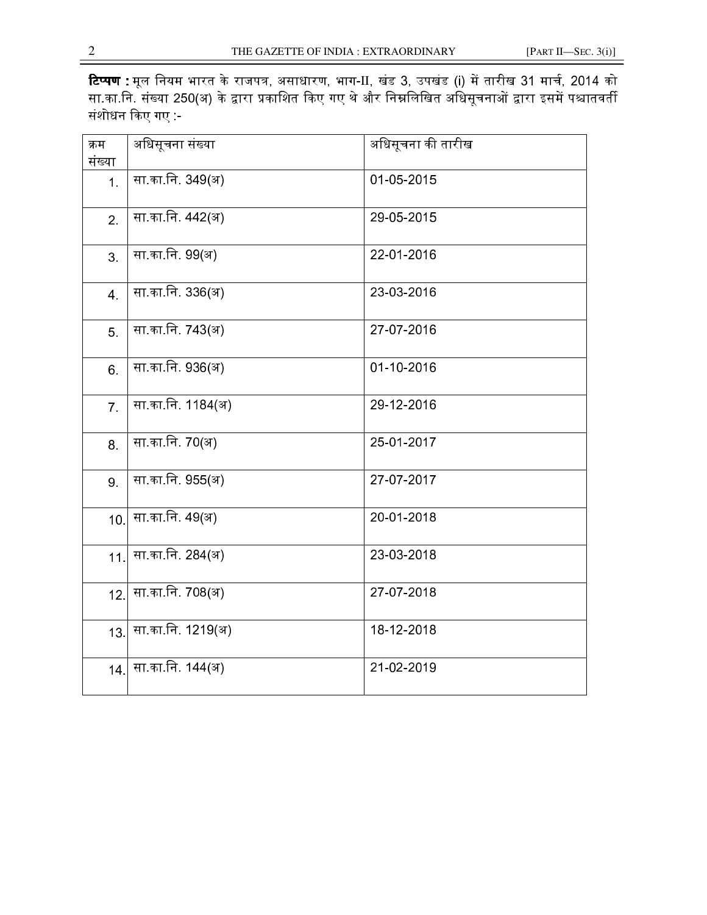**टिप्पण :** मूल नियम भारत के राजपत्र, असाधारण, भाग-II, खंड 3, उपखंड (i) में तारीख 31 मार्च, 2014 को सा.का.नि. संख्या 250(अ) के द्वारा प्रकाशित किए गए थे और निम्नलिखित अधिसूचनाओं द्वारा इसमें पश्चातवर्ती संशोधन किए गए :-

| क्रम संख्या | अधिसूचना संख्या | अधिसूचना की तारीख |
|---|---|---|
| 1. | सा.का.नि. 349(अ) | 01-05-2015 |
| 2. | सा.का.नि. 442(अ) | 29-05-2015 |
| 3. | सा.का.नि. 99(अ) | 22-01-2016 |
| 4. | सा.का.नि. 336(अ) | 23-03-2016 |
| 5. | सा.का.नि. 743(अ) | 27-07-2016 |
| 6. | सा.का.नि. 936(अ) | 01-10-2016 |
| 7. | सा.का.नि. 1184(अ) | 29-12-2016 |
| 8. | सा.का.नि. 70(अ) | 25-01-2017 |
| 9. | सा.का.नि. 955(अ) | 27-07-2017 |
| 10. | सा.का.नि. 49(अ) | 20-01-2018 |
| 11. | सा.का.नि. 284(अ) | 23-03-2018 |
| 12. | सा.का.नि. 708(अ) | 27-07-2018 |
| 13. | सा.का.नि. 1219(अ) | 18-12-2018 |
| 14. | सा.का.नि. 144(अ) | 21-02-2019 |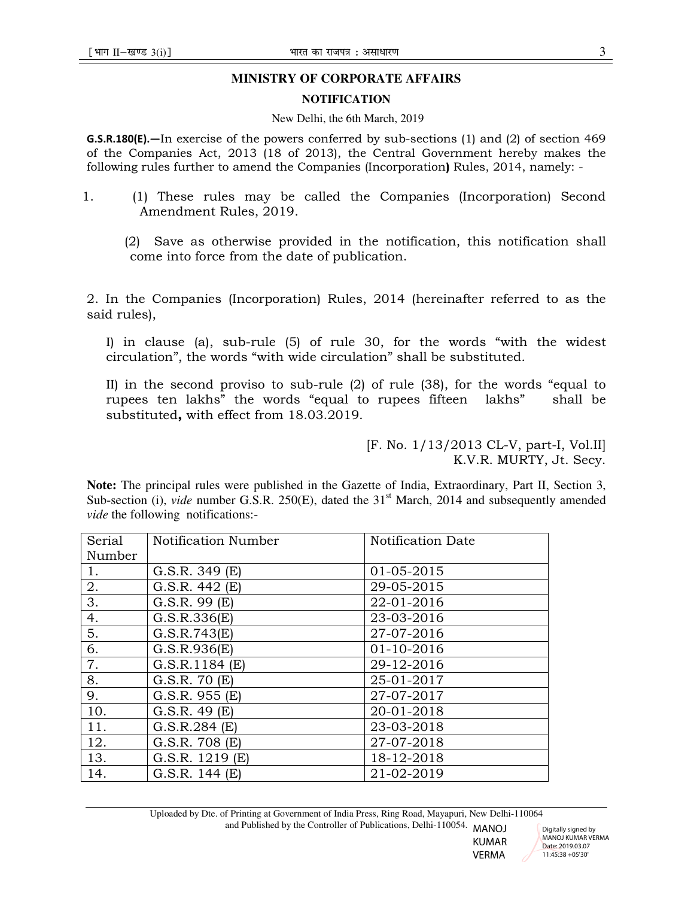## MINISTRY OF CORPORATE AFFAIRS

### NOTIFICATION

New Delhi, the 6th March, 2019

**G.S.R.180(E).—**In exercise of the powers conferred by sub-sections (1) and (2) of section 469 of the Companies Act, 2013 (18 of 2013), the Central Government hereby makes the following rules further to amend the Companies (Incorporation**)** Rules, 2014, namely: -

1. (1) These rules may be called the Companies (Incorporation) Second Amendment Rules, 2019.

   (2) Save as otherwise provided in the notification, this notification shall come into force from the date of publication.

2. In the Companies (Incorporation) Rules, 2014 (hereinafter referred to as the said rules),

I) in clause (a), sub-rule (5) of rule 30, for the words "with the widest circulation", the words "with wide circulation" shall be substituted.

II) in the second proviso to sub-rule (2) of rule (38), for the words "equal to rupees ten lakhs" the words "equal to rupees fifteen lakhs" shall be substituted**,** with effect from 18.03.2019.

[F. No. 1/13/2013 CL-V, part-I, Vol.II]
K.V.R. MURTY, Jt. Secy.

**Note:** The principal rules were published in the Gazette of India, Extraordinary, Part II, Section 3, Sub-section (i), *vide* number G.S.R. 250(E), dated the 31st March, 2014 and subsequently amended *vide* the following notifications:-

| Serial Number | Notification Number | Notification Date |
|---|---|---|
| 1. | G.S.R. 349 (E) | 01-05-2015 |
| 2. | G.S.R. 442 (E) | 29-05-2015 |
| 3. | G.S.R. 99 (E) | 22-01-2016 |
| 4. | G.S.R.336(E) | 23-03-2016 |
| 5. | G.S.R.743(E) | 27-07-2016 |
| 6. | G.S.R.936(E) | 01-10-2016 |
| 7. | G.S.R.1184 (E) | 29-12-2016 |
| 8. | G.S.R. 70 (E) | 25-01-2017 |
| 9. | G.S.R. 955 (E) | 27-07-2017 |
| 10. | G.S.R. 49 (E) | 20-01-2018 |
| 11. | G.S.R.284 (E) | 23-03-2018 |
| 12. | G.S.R. 708 (E) | 27-07-2018 |
| 13. | G.S.R. 1219 (E) | 18-12-2018 |
| 14. | G.S.R. 144 (E) | 21-02-2019 |

Uploaded by Dte. of Printing at Government of India Press, Ring Road, Mayapuri, New Delhi-110064 and Published by the Controller of Publications, Delhi-110054.

MANOJ KUMAR VERMA

Digitally signed by MANOJ KUMAR VERMA
Date: 2019.03.07 11:45:38 +05'30'